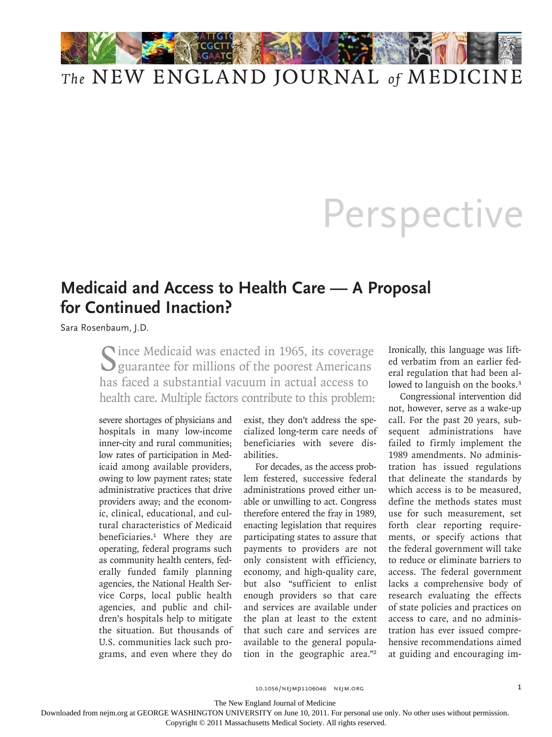Perspective

# Medicaid and Access to Health Care — A Proposal for Continued Inaction?

Sara Rosenbaum, J.D.

Since Medicaid was enacted in 1965, its coverage guarantee for millions of the poorest Americans has faced a substantial vacuum in actual access to health care. Multiple factors contribute to this problem: severe shortages of physicians and hospitals in many low-income inner-city and rural communities; low rates of participation in Medicaid among available providers, owing to low payment rates; state administrative practices that drive providers away; and the economic, clinical, educational, and cultural characteristics of Medicaid beneficiaries.[1] Where they are operating, federal programs such as community health centers, federally funded family planning agencies, the National Health Service Corps, local public health agencies, and public and children's hospitals help to mitigate the situation. But thousands of U.S. communities lack such programs, and even where they do exist, they don't address the specialized long-term care needs of beneficiaries with severe disabilities.

For decades, as the access problem festered, successive federal administrations proved either unable or unwilling to act. Congress therefore entered the fray in 1989, enacting legislation that requires participating states to assure that payments to providers are not only consistent with efficiency, economy, and high-quality care, but also "sufficient to enlist enough providers so that care and services are available under the plan at least to the extent that such care and services are available to the general population in the geographic area."[2] Ironically, this language was lifted verbatim from an earlier federal regulation that had been allowed to languish on the books.[3]

Congressional intervention did not, however, serve as a wake-up call. For the past 20 years, subsequent administrations have failed to firmly implement the 1989 amendments. No administration has issued regulations that delineate the standards by which access is to be measured, define the methods states must use for such measurement, set forth clear reporting requirements, or specify actions that the federal government will take to reduce or eliminate barriers to access. The federal government lacks a comprehensive body of research evaluating the effects of state policies and practices on access to care, and no administration has ever issued comprehensive recommendations aimed at guiding and encouraging im-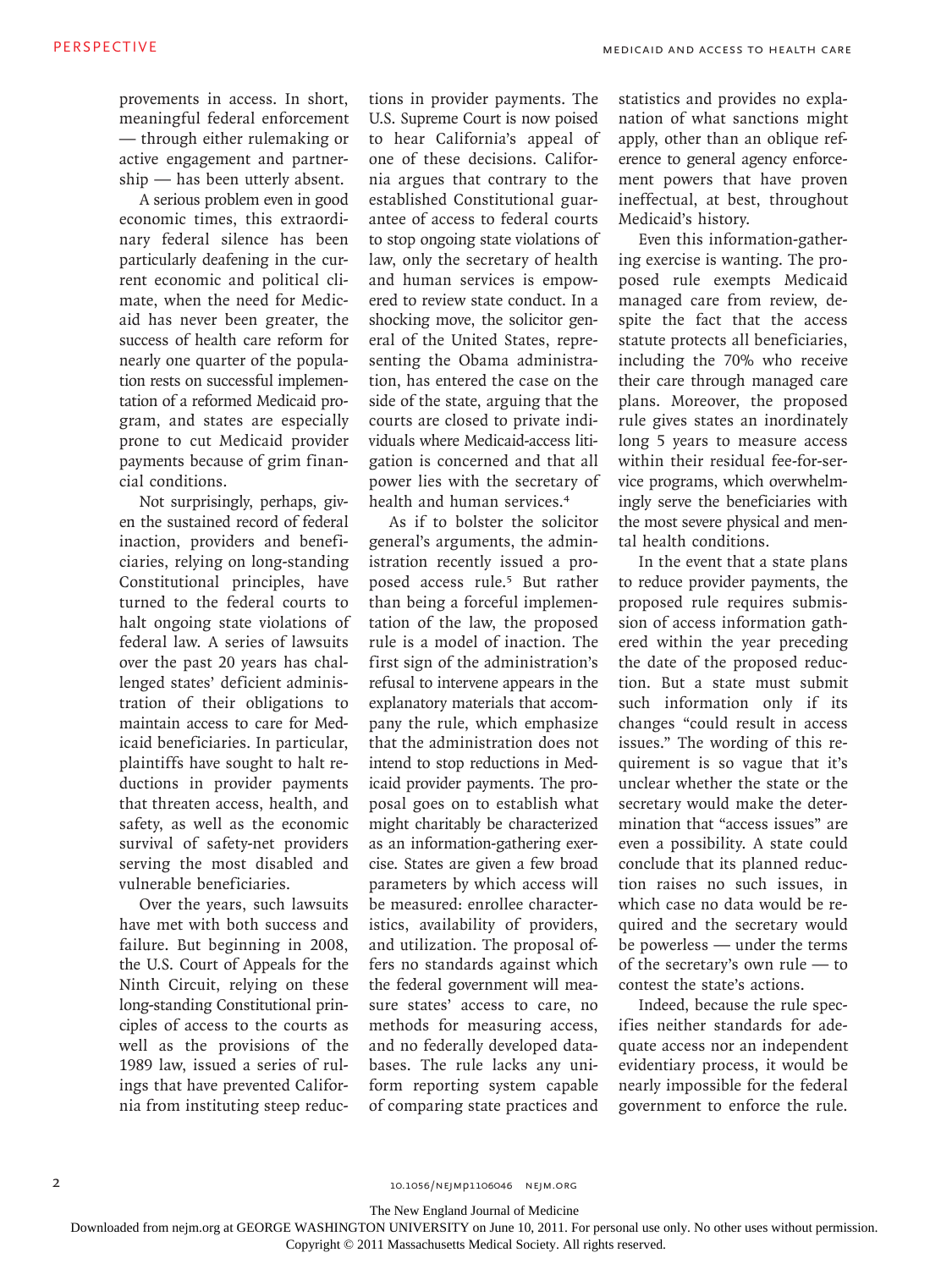provements in access. In short, meaningful federal enforcement — through either rulemaking or active engagement and partnership — has been utterly absent.

A serious problem even in good economic times, this extraordinary federal silence has been particularly deafening in the current economic and political climate, when the need for Medicaid has never been greater, the success of health care reform for nearly one quarter of the population rests on successful implementation of a reformed Medicaid program, and states are especially prone to cut Medicaid provider payments because of grim financial conditions.

Not surprisingly, perhaps, given the sustained record of federal inaction, providers and beneficiaries, relying on long-standing Constitutional principles, have turned to the federal courts to halt ongoing state violations of federal law. A series of lawsuits over the past 20 years has challenged states' deficient administration of their obligations to maintain access to care for Medicaid beneficiaries. In particular, plaintiffs have sought to halt reductions in provider payments that threaten access, health, and safety, as well as the economic survival of safety-net providers serving the most disabled and vulnerable beneficiaries.

Over the years, such lawsuits have met with both success and failure. But beginning in 2008, the U.S. Court of Appeals for the Ninth Circuit, relying on these long-standing Constitutional principles of access to the courts as well as the provisions of the 1989 law, issued a series of rulings that have prevented California from instituting steep reductions in provider payments. The U.S. Supreme Court is now poised to hear California's appeal of one of these decisions. California argues that contrary to the established Constitutional guarantee of access to federal courts to stop ongoing state violations of law, only the secretary of health and human services is empowered to review state conduct. In a shocking move, the solicitor general of the United States, representing the Obama administration, has entered the case on the side of the state, arguing that the courts are closed to private individuals where Medicaid-access litigation is concerned and that all power lies with the secretary of health and human services.[4]

As if to bolster the solicitor general's arguments, the administration recently issued a proposed access rule.[5] But rather than being a forceful implementation of the law, the proposed rule is a model of inaction. The first sign of the administration's refusal to intervene appears in the explanatory materials that accompany the rule, which emphasize that the administration does not intend to stop reductions in Medicaid provider payments. The proposal goes on to establish what might charitably be characterized as an information-gathering exercise. States are given a few broad parameters by which access will be measured: enrollee characteristics, availability of providers, and utilization. The proposal offers no standards against which the federal government will measure states' access to care, no methods for measuring access, and no federally developed databases. The rule lacks any uniform reporting system capable of comparing state practices and statistics and provides no explanation of what sanctions might apply, other than an oblique reference to general agency enforcement powers that have proven ineffectual, at best, throughout Medicaid's history.

Even this information-gathering exercise is wanting. The proposed rule exempts Medicaid managed care from review, despite the fact that the access statute protects all beneficiaries, including the 70% who receive their care through managed care plans. Moreover, the proposed rule gives states an inordinately long 5 years to measure access within their residual fee-for-service programs, which overwhelmingly serve the beneficiaries with the most severe physical and mental health conditions.

In the event that a state plans to reduce provider payments, the proposed rule requires submission of access information gathered within the year preceding the date of the proposed reduction. But a state must submit such information only if its changes "could result in access issues." The wording of this requirement is so vague that it's unclear whether the state or the secretary would make the determination that "access issues" are even a possibility. A state could conclude that its planned reduction raises no such issues, in which case no data would be required and the secretary would be powerless — under the terms of the secretary's own rule — to contest the state's actions.

Indeed, because the rule specifies neither standards for adequate access nor an independent evidentiary process, it would be nearly impossible for the federal government to enforce the rule.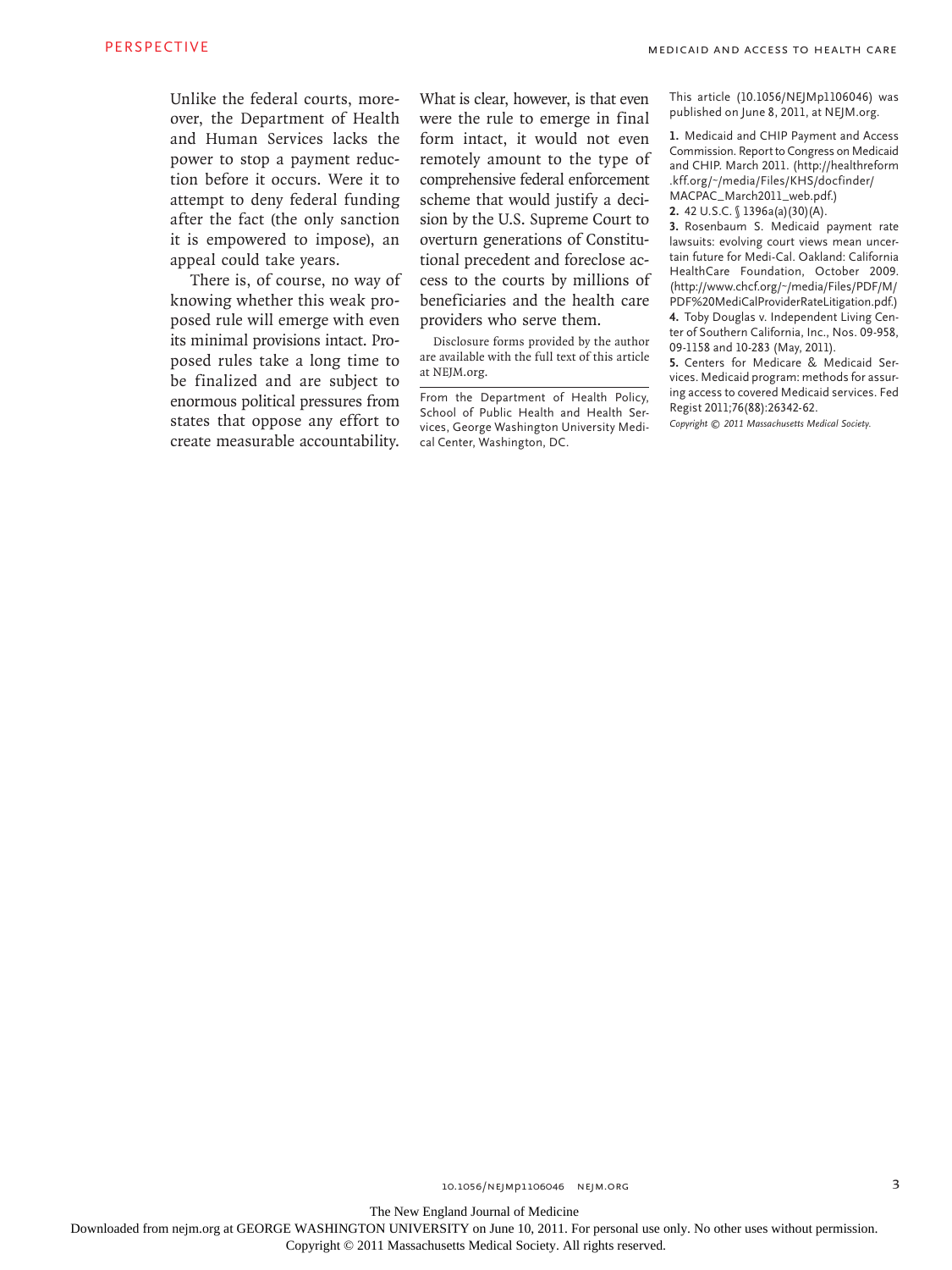Unlike the federal courts, moreover, the Department of Health and Human Services lacks the power to stop a payment reduction before it occurs. Were it to attempt to deny federal funding after the fact (the only sanction it is empowered to impose), an appeal could take years.

There is, of course, no way of knowing whether this weak proposed rule will emerge with even its minimal provisions intact. Proposed rules take a long time to be finalized and are subject to enormous political pressures from states that oppose any effort to create measurable accountability. What is clear, however, is that even were the rule to emerge in final form intact, it would not even remotely amount to the type of comprehensive federal enforcement scheme that would justify a decision by the U.S. Supreme Court to overturn generations of Constitutional precedent and foreclose access to the courts by millions of beneficiaries and the health care providers who serve them.

Disclosure forms provided by the author are available with the full text of this article at NEJM.org.

From the Department of Health Policy, School of Public Health and Health Services, George Washington University Medical Center, Washington, DC.

This article (10.1056/NEJMp1106046) was published on June 8, 2011, at NEJM.org.

1. Medicaid and CHIP Payment and Access Commission. Report to Congress on Medicaid and CHIP. March 2011. (http://healthreform.kff.org/~/media/Files/KHS/docfinder/MACPAC_March2011_web.pdf.)
2. 42 U.S.C. § 1396a(a)(30)(A).
3. Rosenbaum S. Medicaid payment rate lawsuits: evolving court views mean uncertain future for Medi-Cal. Oakland: California HealthCare Foundation, October 2009. (http://www.chcf.org/~/media/Files/PDF/M/PDF%20MediCalProviderRateLitigation.pdf.)
4. Toby Douglas v. Independent Living Center of Southern California, Inc., Nos. 09-958, 09-1158 and 10-283 (May, 2011).
5. Centers for Medicare & Medicaid Services. Medicaid program: methods for assuring access to covered Medicaid services. Fed Regist 2011;76(88):26342-62.

*Copyright © 2011 Massachusetts Medical Society.*